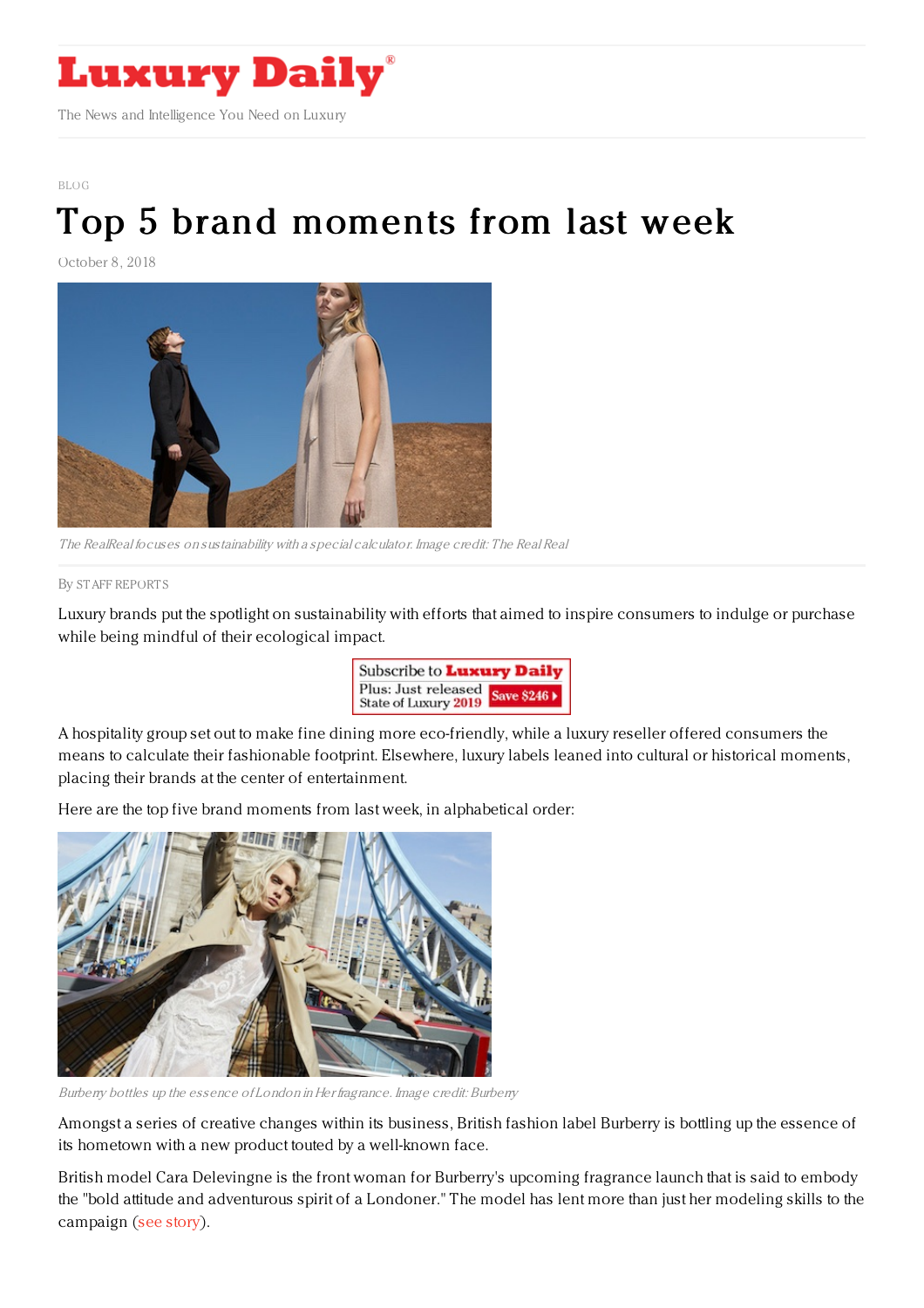# Luxury Daily

The News and Intelligence You Need on Luxury

BLOG

# Top 5 brand moments from last week

October 8, 2018

The RealReal focuses on sustainability with a special calculator. Image credit: The Real Real

By STAFF REPORTS

Luxury brands put the spotlight on sustainability with efforts that aimed to inspire consumers to indulge or purchase while being mindful of their ecological impact.

A hospitality group set out to make fine dining more eco-friendly, while a luxury reseller offered consumers the means to calculate their fashionable footprint. Elsewhere, luxury labels leaned into cultural or historical moments, placing their brands at the center of entertainment.

Here are the top five brand moments from last week, in alphabetical order:

Burberry bottles up the essence of London in Her fragrance. Image credit: Burberry

Amongst a series of creative changes within its business, British fashion label Burberry is bottling up the essence of its hometown with a new product touted by a well-known face.

British model Cara Delevingne is the front woman for Burberry's upcoming fragrance launch that is said to embody the "bold attitude and adventurous spirit of a Londoner." The model has lent more than just her modeling skills to the campaign (see story).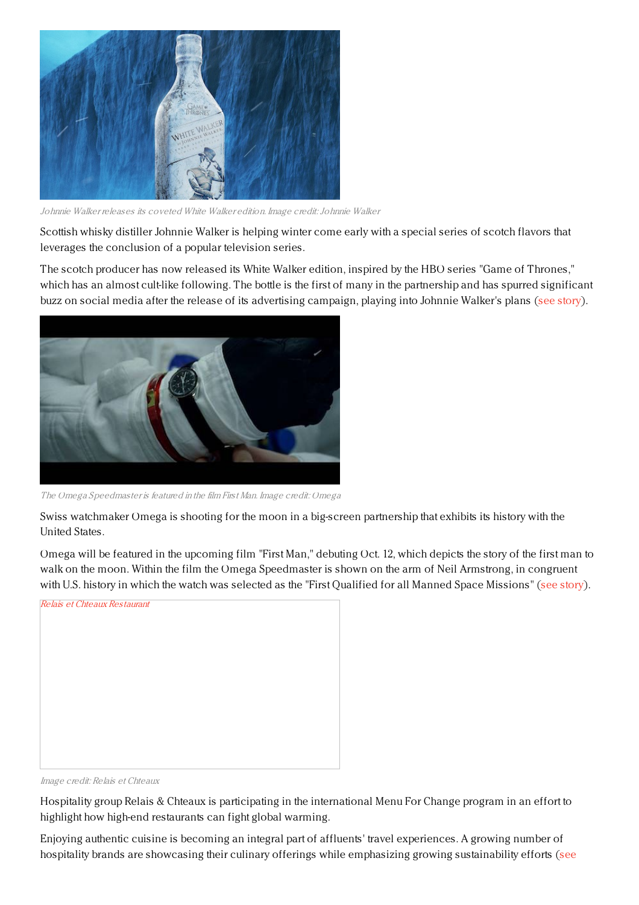*Johnnie Walker releases its coveted White Walker edition. Image credit: Johnnie Walker*

Scottish whisky distiller Johnnie Walker is helping winter come early with a special series of scotch flavors that leverages the conclusion of a popular television series.

The scotch producer has now released its White Walker edition, inspired by the HBO series "Game of Thrones," which has an almost cult-like following. The bottle is the first of many in the partnership and has spurred significant buzz on social media after the release of its advertising campaign, playing into Johnnie Walker's plans (see story).

*The Omega Speedmaster is featured in the film First Man. Image credit: Omega*

Swiss watchmaker Omega is shooting for the moon in a big-screen partnership that exhibits its history with the United States.

Omega will be featured in the upcoming film "First Man," debuting Oct. 12, which depicts the story of the first man to walk on the moon. Within the film the Omega Speedmaster is shown on the arm of Neil Armstrong, in congruent with U.S. history in which the watch was selected as the "First Qualified for all Manned Space Missions" (see story).

*Relais et Chteaux Restaurant*

*Image credit: Relais et Chteaux*

Hospitality group Relais & Chteaux is participating in the international Menu For Change program in an effort to highlight how high-end restaurants can fight global warming.

Enjoying authentic cuisine is becoming an integral part of affluents' travel experiences. A growing number of hospitality brands are showcasing their culinary offerings while emphasizing growing sustainability efforts (see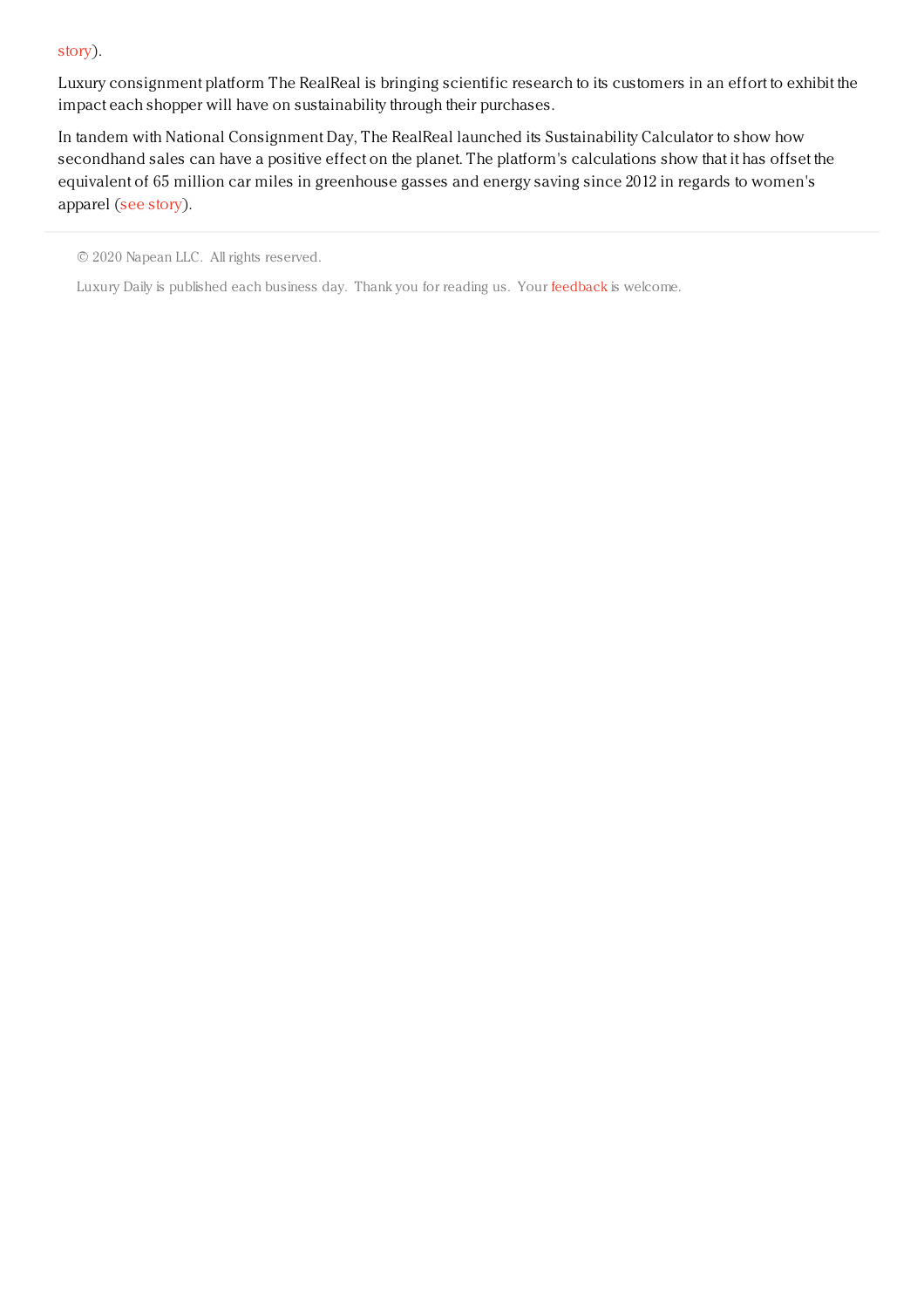story).

Luxury consignment platform The RealReal is bringing scientific research to its customers in an effort to exhibit the impact each shopper will have on sustainability through their purchases.

In tandem with National Consignment Day, The RealReal launched its Sustainability Calculator to show how secondhand sales can have a positive effect on the planet. The platform's calculations show that it has offset the equivalent of 65 million car miles in greenhouse gasses and energy saving since 2012 in regards to women's apparel (see story).

© 2020 Napean LLC. All rights reserved.

Luxury Daily is published each business day. Thank you for reading us. Your feedback is welcome.